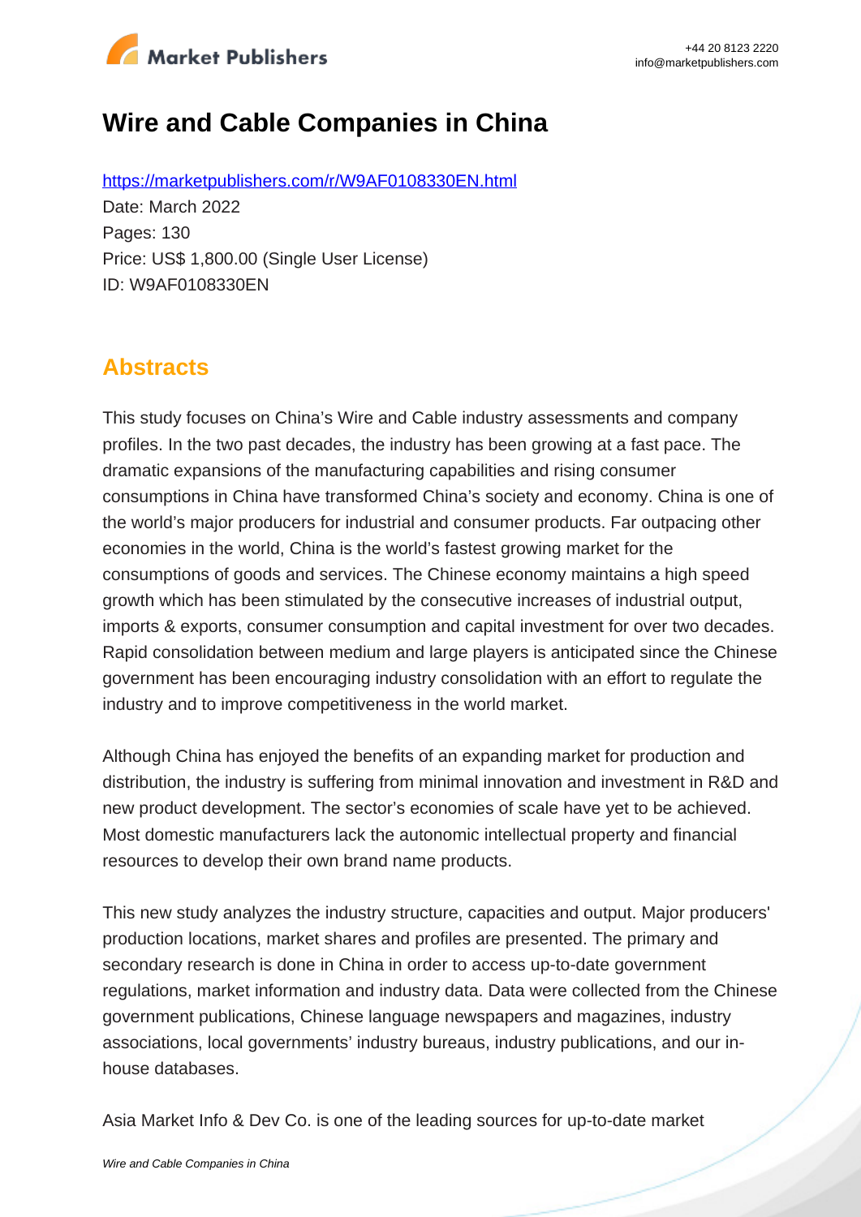# Wire and Cable Companies in China

https://marketpublishers.com/r/W9AF0108330EN.html

Date: March 2022

Pages: 130

Price: US$ 1,800.00 (Single User License)

ID: W9AF0108330EN

## Abstracts

This study focuses on China's Wire and Cable industry assessments and company profiles. In the two past decades, the industry has been growing at a fast pace. The dramatic expansions of the manufacturing capabilities and rising consumer consumptions in China have transformed China's society and economy. China is one of the world's major producers for industrial and consumer products. Far outpacing other economies in the world, China is the world's fastest growing market for the consumptions of goods and services. The Chinese economy maintains a high speed growth which has been stimulated by the consecutive increases of industrial output, imports & exports, consumer consumption and capital investment for over two decades. Rapid consolidation between medium and large players is anticipated since the Chinese government has been encouraging industry consolidation with an effort to regulate the industry and to improve competitiveness in the world market.

Although China has enjoyed the benefits of an expanding market for production and distribution, the industry is suffering from minimal innovation and investment in R&D and new product development. The sector's economies of scale have yet to be achieved. Most domestic manufacturers lack the autonomic intellectual property and financial resources to develop their own brand name products.

This new study analyzes the industry structure, capacities and output. Major producers' production locations, market shares and profiles are presented. The primary and secondary research is done in China in order to access up-to-date government regulations, market information and industry data. Data were collected from the Chinese government publications, Chinese language newspapers and magazines, industry associations, local governments' industry bureaus, industry publications, and our in-house databases.

Asia Market Info & Dev Co. is one of the leading sources for up-to-date market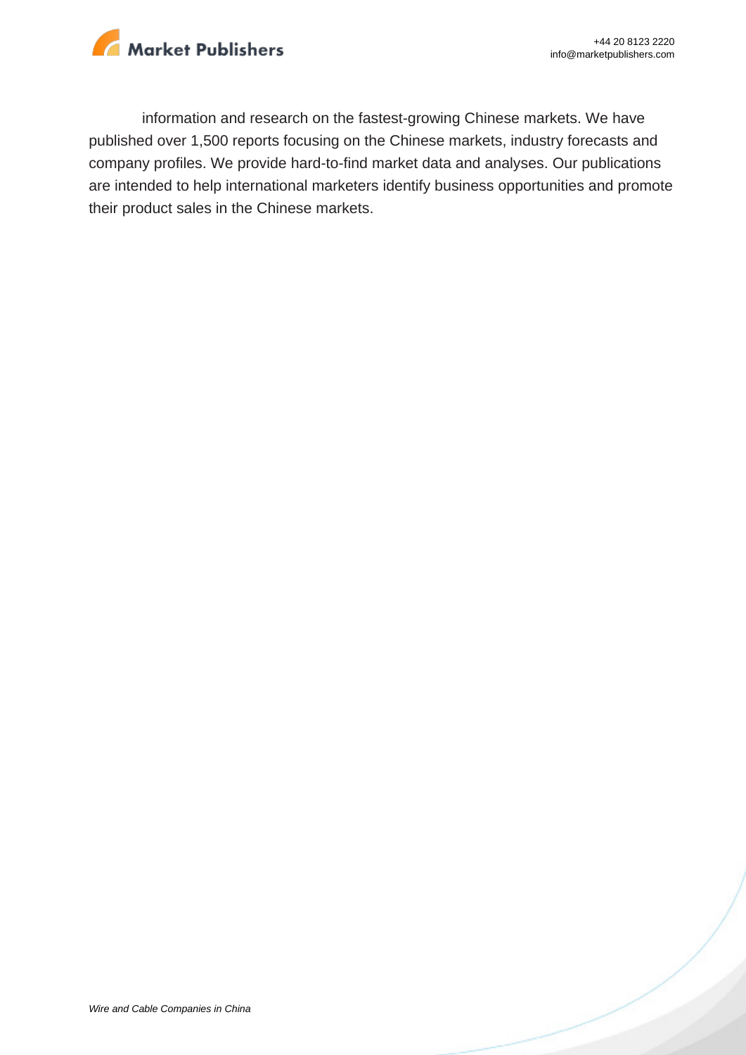information and research on the fastest-growing Chinese markets. We have published over 1,500 reports focusing on the Chinese markets, industry forecasts and company profiles. We provide hard-to-find market data and analyses. Our publications are intended to help international marketers identify business opportunities and promote their product sales in the Chinese markets.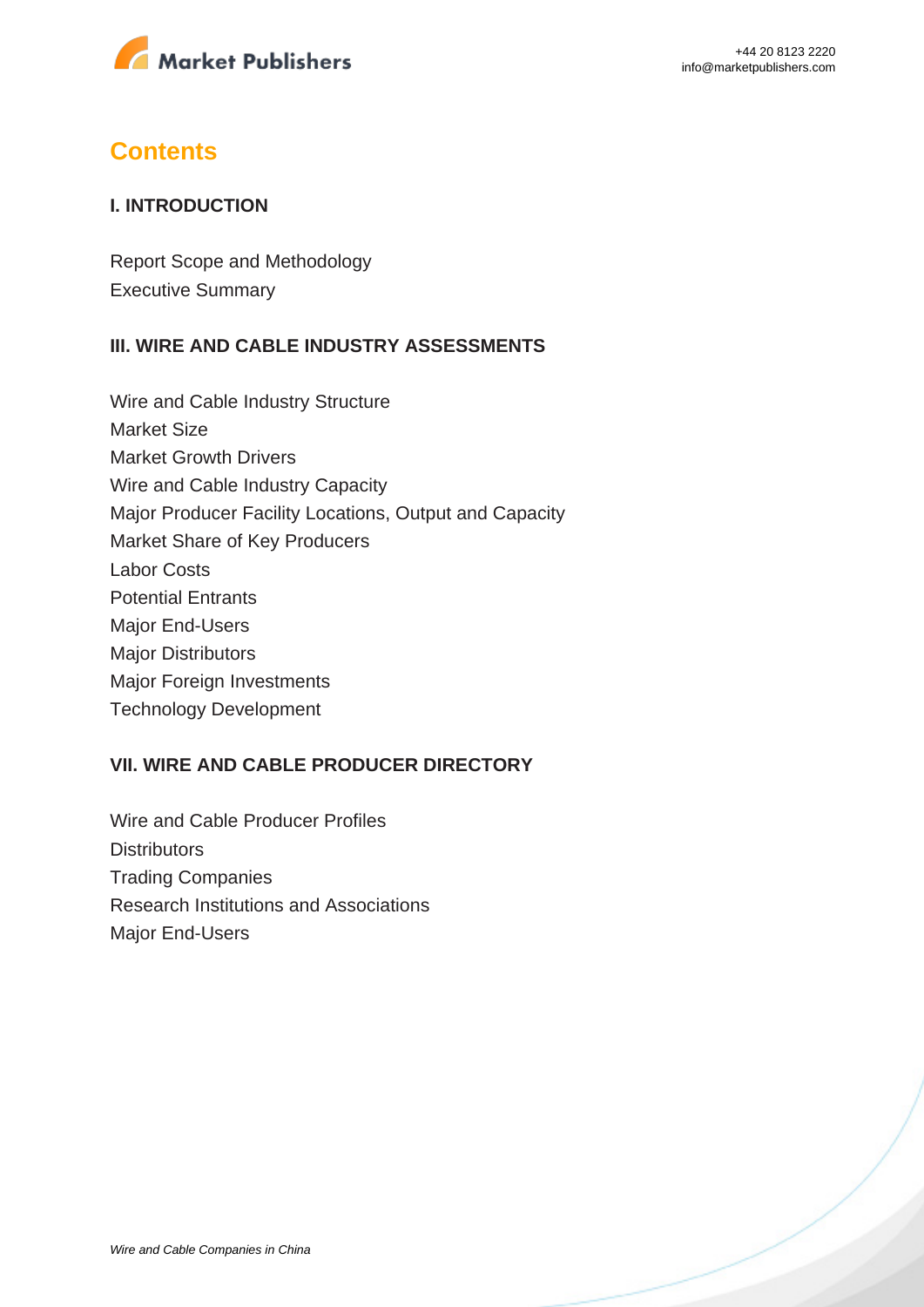# Contents

## I. INTRODUCTION

Report Scope and Methodology
Executive Summary

## III. WIRE AND CABLE INDUSTRY ASSESSMENTS

Wire and Cable Industry Structure
Market Size
Market Growth Drivers
Wire and Cable Industry Capacity
Major Producer Facility Locations, Output and Capacity
Market Share of Key Producers
Labor Costs
Potential Entrants
Major End-Users
Major Distributors
Major Foreign Investments
Technology Development

## VII. WIRE AND CABLE PRODUCER DIRECTORY

Wire and Cable Producer Profiles
Distributors
Trading Companies
Research Institutions and Associations
Major End-Users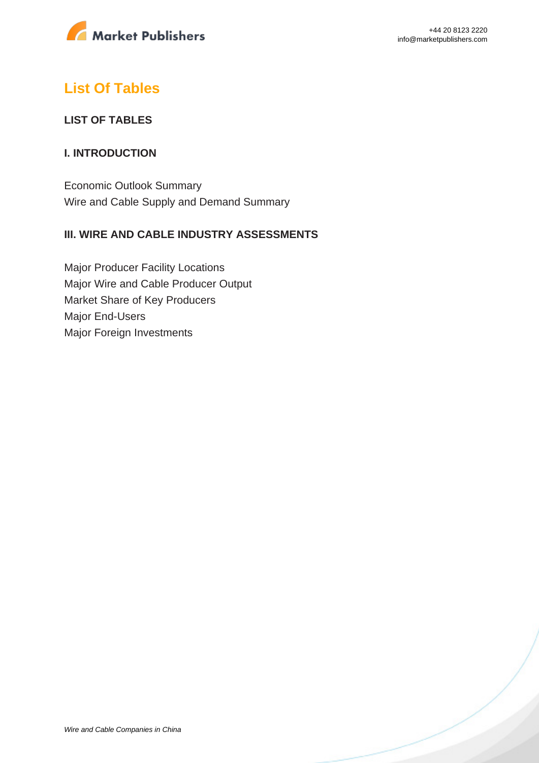## List Of Tables

### LIST OF TABLES

### I. INTRODUCTION

Economic Outlook Summary
Wire and Cable Supply and Demand Summary

### III. WIRE AND CABLE INDUSTRY ASSESSMENTS

Major Producer Facility Locations
Major Wire and Cable Producer Output
Market Share of Key Producers
Major End-Users
Major Foreign Investments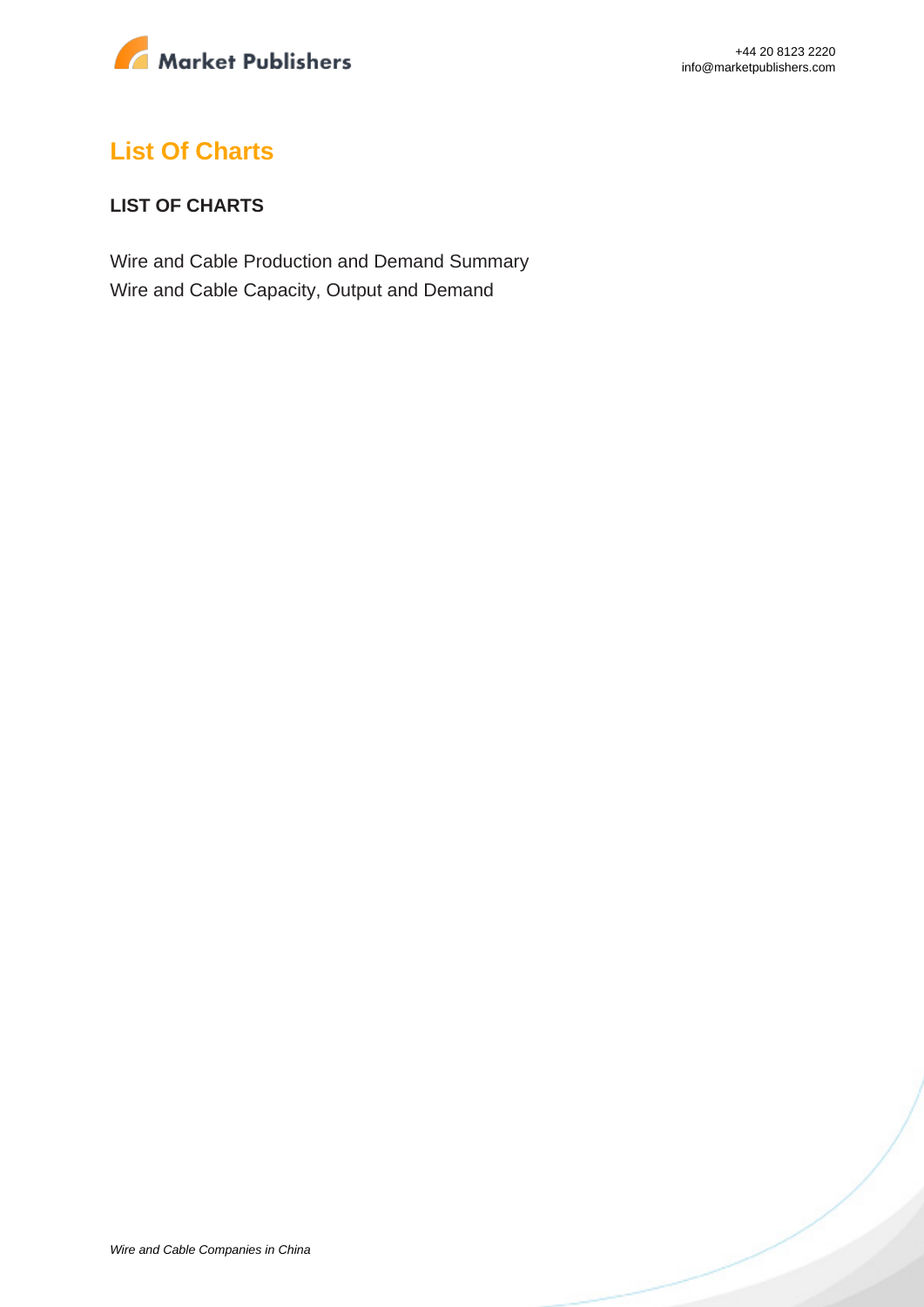## List Of Charts

**LIST OF CHARTS**

Wire and Cable Production and Demand Summary
Wire and Cable Capacity, Output and Demand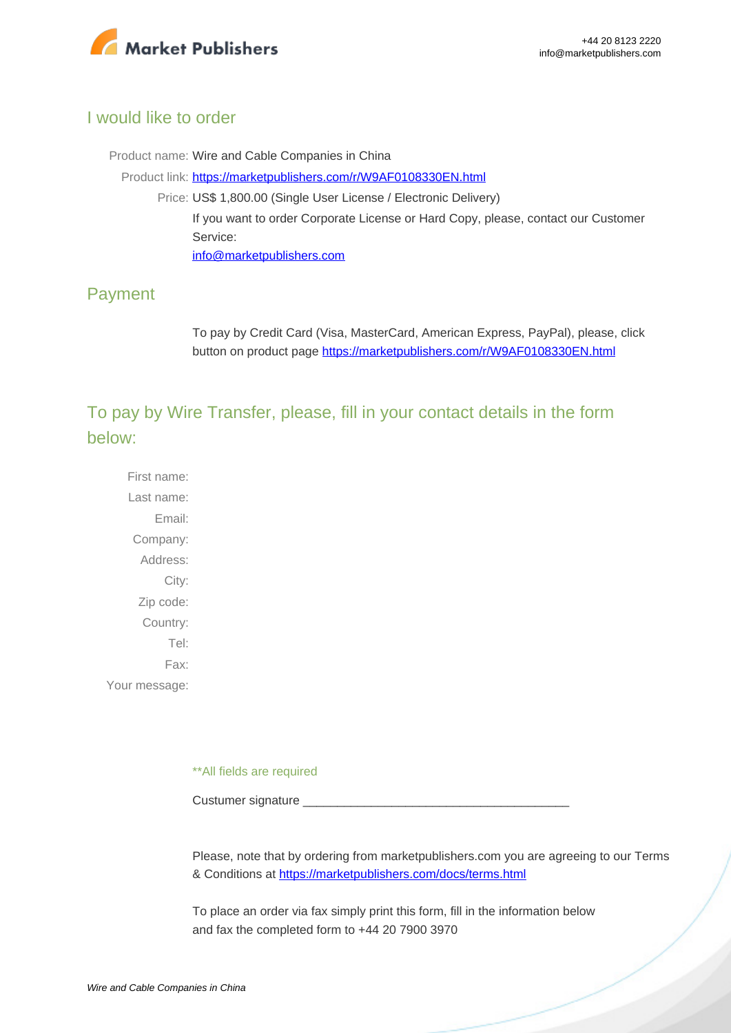## I would like to order

Product name: Wire and Cable Companies in China

Product link: [https://marketpublishers.com/r/W9AF0108330EN.html](https://marketpublishers.com/r/W9AF0108330EN.html)

Price: US$ 1,800.00 (Single User License / Electronic Delivery)

If you want to order Corporate License or Hard Copy, please, contact our Customer Service:

[info@marketpublishers.com](mailto:info@marketpublishers.com)

## Payment

To pay by Credit Card (Visa, MasterCard, American Express, PayPal), please, click button on product page [https://marketpublishers.com/r/W9AF0108330EN.html](https://marketpublishers.com/r/W9AF0108330EN.html)

## To pay by Wire Transfer, please, fill in your contact details in the form below:

First name:

Last name:

Email:

Company:

Address:

City:

Zip code:

Country:

Tel:

Fax:

Your message:

**All fields are required

Custumer signature _______________________________________

Please, note that by ordering from marketpublishers.com you are agreeing to our Terms & Conditions at [https://marketpublishers.com/docs/terms.html](https://marketpublishers.com/docs/terms.html)

To place an order via fax simply print this form, fill in the information below and fax the completed form to +44 20 7900 3970